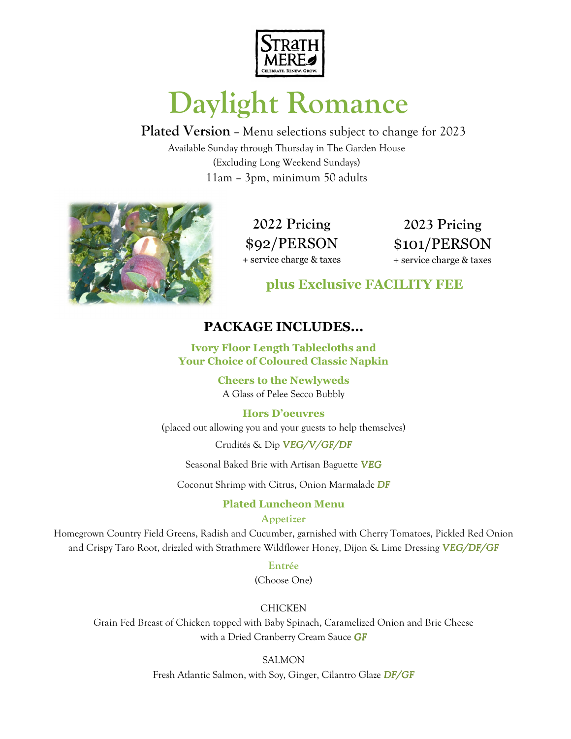# Daylight Romance

**Plated Version** – Menu selections subject to change for 2023

Available Sunday through Thursday in The Garden House

(Excluding Long Weekend Sundays)

11am – 3pm, minimum 50 adults

| 2022 Pricing | 2023 Pricing |
|---|---|
| $92/PERSON | $101/PERSON |
| + service charge & taxes | + service charge & taxes |

**plus Exclusive FACILITY FEE**

## PACKAGE INCLUDES...

**Ivory Floor Length Tablecloths and Your Choice of Coloured Classic Napkin**

**Cheers to the Newlyweds**

A Glass of Pelee Secco Bubbly

**Hors D'oeuvres**

(placed out allowing you and your guests to help themselves)

Crudités & Dip ***VEG/V/GF/DF***

Seasonal Baked Brie with Artisan Baguette ***VEG***

Coconut Shrimp with Citrus, Onion Marmalade ***DF***

**Plated Luncheon Menu**

**Appetizer**

Homegrown Country Field Greens, Radish and Cucumber, garnished with Cherry Tomatoes, Pickled Red Onion and Crispy Taro Root, drizzled with Strathmere Wildflower Honey, Dijon & Lime Dressing ***VEG/DF/GF***

**Entrée**

(Choose One)

CHICKEN

Grain Fed Breast of Chicken topped with Baby Spinach, Caramelized Onion and Brie Cheese with a Dried Cranberry Cream Sauce ***GF***

SALMON

Fresh Atlantic Salmon, with Soy, Ginger, Cilantro Glaze ***DF/GF***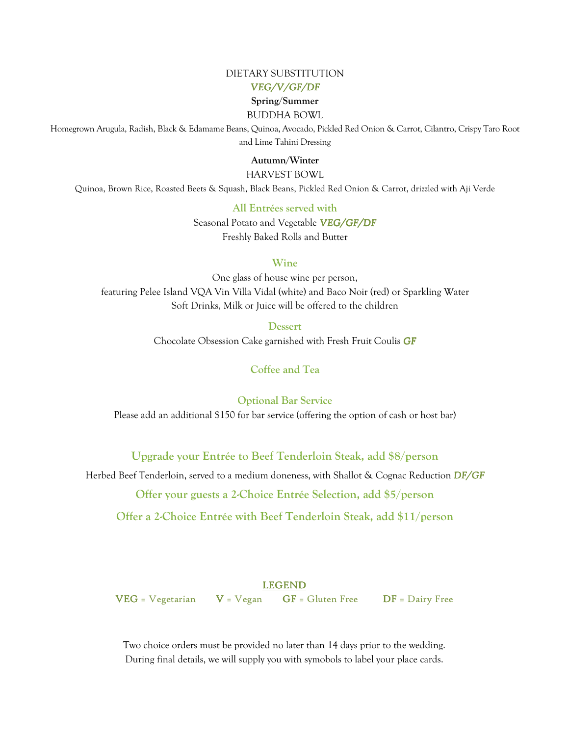DIETARY SUBSTITUTION

***VEG/V/GF/DF***

**Spring/Summer**

BUDDHA BOWL

Homegrown Arugula, Radish, Black & Edamame Beans, Quinoa, Avocado, Pickled Red Onion & Carrot, Cilantro, Crispy Taro Root and Lime Tahini Dressing

**Autumn/Winter**

HARVEST BOWL

Quinoa, Brown Rice, Roasted Beets & Squash, Black Beans, Pickled Red Onion & Carrot, drizzled with Aji Verde

## All Entrées served with

Seasonal Potato and Vegetable ***VEG/GF/DF***

Freshly Baked Rolls and Butter

## Wine

One glass of house wine per person,
featuring Pelee Island VQA Vin Villa Vidal (white) and Baco Noir (red) or Sparkling Water
Soft Drinks, Milk or Juice will be offered to the children

## Dessert

Chocolate Obsession Cake garnished with Fresh Fruit Coulis ***GF***

## Coffee and Tea

## Optional Bar Service

Please add an additional $150 for bar service (offering the option of cash or host bar)

## Upgrade your Entrée to Beef Tenderloin Steak, add $8/person

Herbed Beef Tenderloin, served to a medium doneness, with Shallot & Cognac Reduction ***DF/GF***

## Offer your guests a 2-Choice Entrée Selection, add $5/person

## Offer a 2-Choice Entrée with Beef Tenderloin Steak, add $11/person

## LEGEND

**VEG** = Vegetarian **V** = Vegan **GF** = Gluten Free **DF** = Dairy Free

Two choice orders must be provided no later than 14 days prior to the wedding.
During final details, we will supply you with symobols to label your place cards.